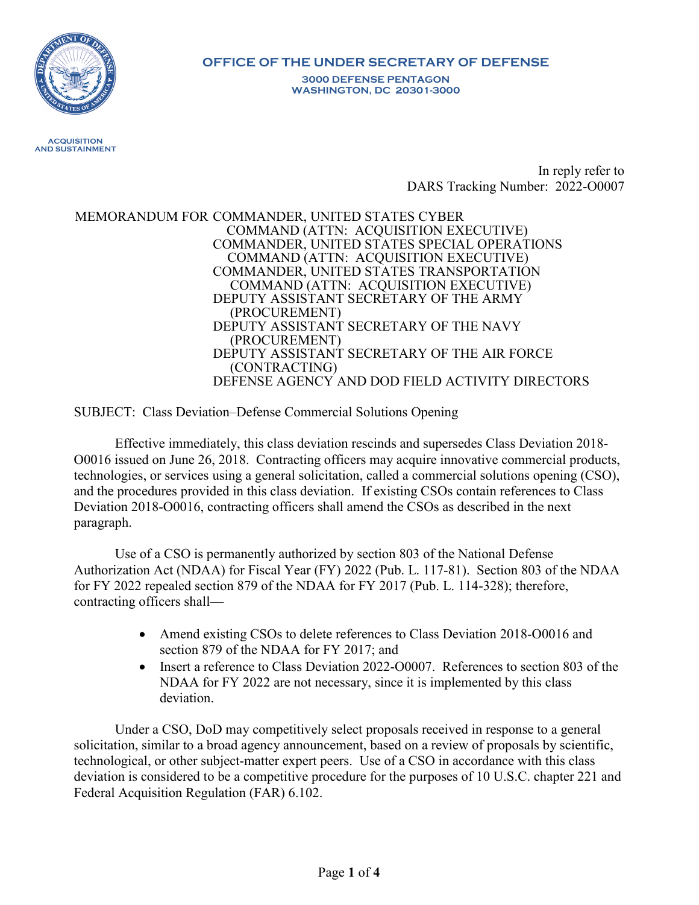**OFFICE OF THE UNDER SECRETARY OF DEFENSE**

**3000 DEFENSE PENTAGON**
**WASHINGTON, DC 20301-3000**

**ACQUISITION AND SUSTAINMENT**

In reply refer to
DARS Tracking Number: 2022-O0007

MEMORANDUM FOR COMMANDER, UNITED STATES CYBER COMMAND (ATTN: ACQUISITION EXECUTIVE)
COMMANDER, UNITED STATES SPECIAL OPERATIONS COMMAND (ATTN: ACQUISITION EXECUTIVE)
COMMANDER, UNITED STATES TRANSPORTATION COMMAND (ATTN: ACQUISITION EXECUTIVE)
DEPUTY ASSISTANT SECRETARY OF THE ARMY (PROCUREMENT)
DEPUTY ASSISTANT SECRETARY OF THE NAVY (PROCUREMENT)
DEPUTY ASSISTANT SECRETARY OF THE AIR FORCE (CONTRACTING)
DEFENSE AGENCY AND DOD FIELD ACTIVITY DIRECTORS

SUBJECT: Class Deviation–Defense Commercial Solutions Opening

Effective immediately, this class deviation rescinds and supersedes Class Deviation 2018-O0016 issued on June 26, 2018. Contracting officers may acquire innovative commercial products, technologies, or services using a general solicitation, called a commercial solutions opening (CSO), and the procedures provided in this class deviation. If existing CSOs contain references to Class Deviation 2018-O0016, contracting officers shall amend the CSOs as described in the next paragraph.

Use of a CSO is permanently authorized by section 803 of the National Defense Authorization Act (NDAA) for Fiscal Year (FY) 2022 (Pub. L. 117-81). Section 803 of the NDAA for FY 2022 repealed section 879 of the NDAA for FY 2017 (Pub. L. 114-328); therefore, contracting officers shall—

- Amend existing CSOs to delete references to Class Deviation 2018-O0016 and section 879 of the NDAA for FY 2017; and
- Insert a reference to Class Deviation 2022-O0007. References to section 803 of the NDAA for FY 2022 are not necessary, since it is implemented by this class deviation.

Under a CSO, DoD may competitively select proposals received in response to a general solicitation, similar to a broad agency announcement, based on a review of proposals by scientific, technological, or other subject-matter expert peers. Use of a CSO in accordance with this class deviation is considered to be a competitive procedure for the purposes of 10 U.S.C. chapter 221 and Federal Acquisition Regulation (FAR) 6.102.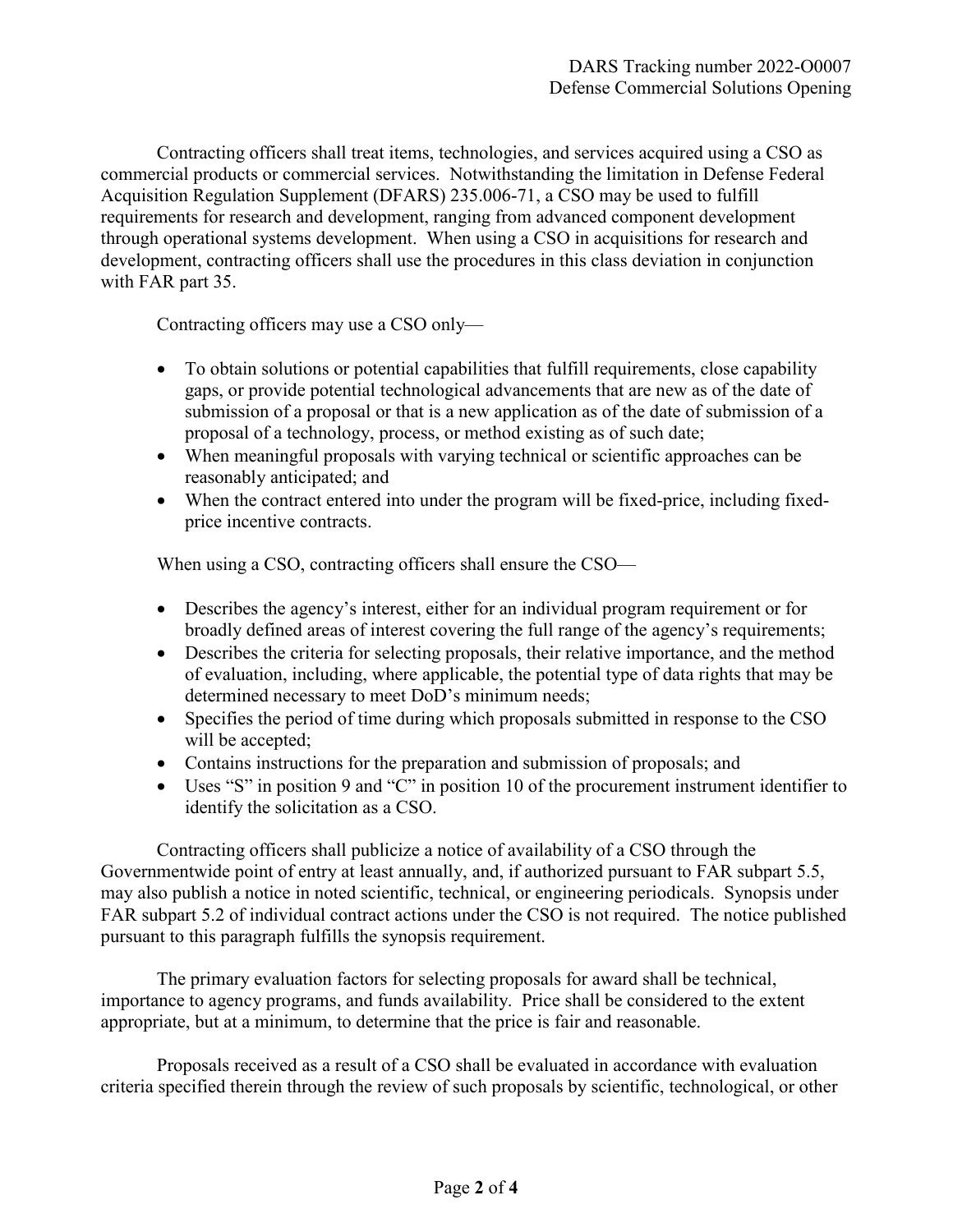Contracting officers shall treat items, technologies, and services acquired using a CSO as commercial products or commercial services. Notwithstanding the limitation in Defense Federal Acquisition Regulation Supplement (DFARS) 235.006-71, a CSO may be used to fulfill requirements for research and development, ranging from advanced component development through operational systems development. When using a CSO in acquisitions for research and development, contracting officers shall use the procedures in this class deviation in conjunction with FAR part 35.

Contracting officers may use a CSO only—

- To obtain solutions or potential capabilities that fulfill requirements, close capability gaps, or provide potential technological advancements that are new as of the date of submission of a proposal or that is a new application as of the date of submission of a proposal of a technology, process, or method existing as of such date;
- When meaningful proposals with varying technical or scientific approaches can be reasonably anticipated; and
- When the contract entered into under the program will be fixed-price, including fixed-price incentive contracts.

When using a CSO, contracting officers shall ensure the CSO—

- Describes the agency's interest, either for an individual program requirement or for broadly defined areas of interest covering the full range of the agency's requirements;
- Describes the criteria for selecting proposals, their relative importance, and the method of evaluation, including, where applicable, the potential type of data rights that may be determined necessary to meet DoD's minimum needs;
- Specifies the period of time during which proposals submitted in response to the CSO will be accepted;
- Contains instructions for the preparation and submission of proposals; and
- Uses "S" in position 9 and "C" in position 10 of the procurement instrument identifier to identify the solicitation as a CSO.

Contracting officers shall publicize a notice of availability of a CSO through the Governmentwide point of entry at least annually, and, if authorized pursuant to FAR subpart 5.5, may also publish a notice in noted scientific, technical, or engineering periodicals. Synopsis under FAR subpart 5.2 of individual contract actions under the CSO is not required. The notice published pursuant to this paragraph fulfills the synopsis requirement.

The primary evaluation factors for selecting proposals for award shall be technical, importance to agency programs, and funds availability. Price shall be considered to the extent appropriate, but at a minimum, to determine that the price is fair and reasonable.

Proposals received as a result of a CSO shall be evaluated in accordance with evaluation criteria specified therein through the review of such proposals by scientific, technological, or other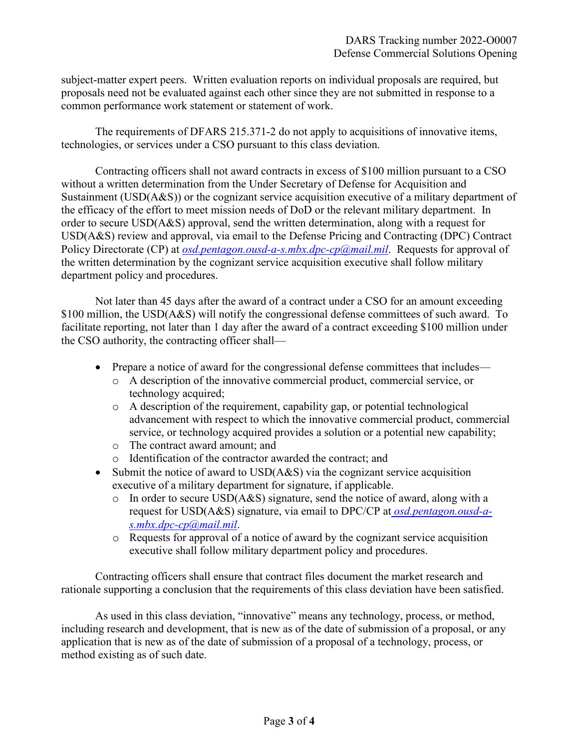subject-matter expert peers. Written evaluation reports on individual proposals are required, but proposals need not be evaluated against each other since they are not submitted in response to a common performance work statement or statement of work.

The requirements of DFARS 215.371-2 do not apply to acquisitions of innovative items, technologies, or services under a CSO pursuant to this class deviation.

Contracting officers shall not award contracts in excess of $100 million pursuant to a CSO without a written determination from the Under Secretary of Defense for Acquisition and Sustainment (USD(A&S)) or the cognizant service acquisition executive of a military department of the efficacy of the effort to meet mission needs of DoD or the relevant military department. In order to secure USD(A&S) approval, send the written determination, along with a request for USD(A&S) review and approval, via email to the Defense Pricing and Contracting (DPC) Contract Policy Directorate (CP) at *osd.pentagon.ousd-a-s.mbx.dpc-cp@mail.mil*. Requests for approval of the written determination by the cognizant service acquisition executive shall follow military department policy and procedures.

Not later than 45 days after the award of a contract under a CSO for an amount exceeding $100 million, the USD(A&S) will notify the congressional defense committees of such award. To facilitate reporting, not later than 1 day after the award of a contract exceeding $100 million under the CSO authority, the contracting officer shall—

- Prepare a notice of award for the congressional defense committees that includes—
  - A description of the innovative commercial product, commercial service, or technology acquired;
  - A description of the requirement, capability gap, or potential technological advancement with respect to which the innovative commercial product, commercial service, or technology acquired provides a solution or a potential new capability;
  - The contract award amount; and
  - Identification of the contractor awarded the contract; and
- Submit the notice of award to USD(A&S) via the cognizant service acquisition executive of a military department for signature, if applicable.
  - In order to secure USD(A&S) signature, send the notice of award, along with a request for USD(A&S) signature, via email to DPC/CP at *osd.pentagon.ousd-a-s.mbx.dpc-cp@mail.mil*.
  - Requests for approval of a notice of award by the cognizant service acquisition executive shall follow military department policy and procedures.

Contracting officers shall ensure that contract files document the market research and rationale supporting a conclusion that the requirements of this class deviation have been satisfied.

As used in this class deviation, "innovative" means any technology, process, or method, including research and development, that is new as of the date of submission of a proposal, or any application that is new as of the date of submission of a proposal of a technology, process, or method existing as of such date.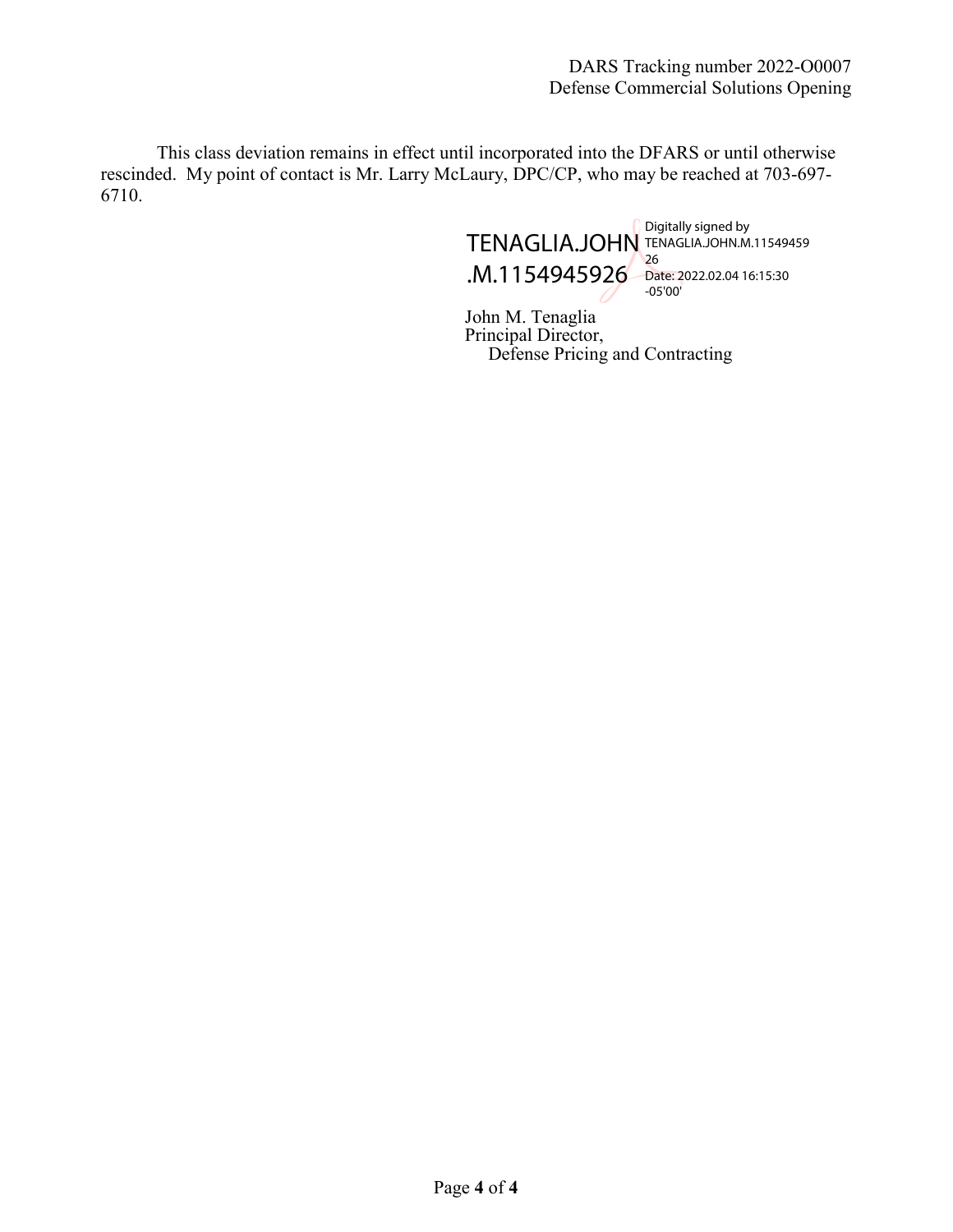This class deviation remains in effect until incorporated into the DFARS or until otherwise rescinded. My point of contact is Mr. Larry McLaury, DPC/CP, who may be reached at 703-697-6710.

TENAGLIA.JOHN.M.1154945926

Digitally signed by TENAGLIA.JOHN.M.1154945926
Date: 2022.02.04 16:15:30 -05'00'

John M. Tenaglia
Principal Director,
Defense Pricing and Contracting